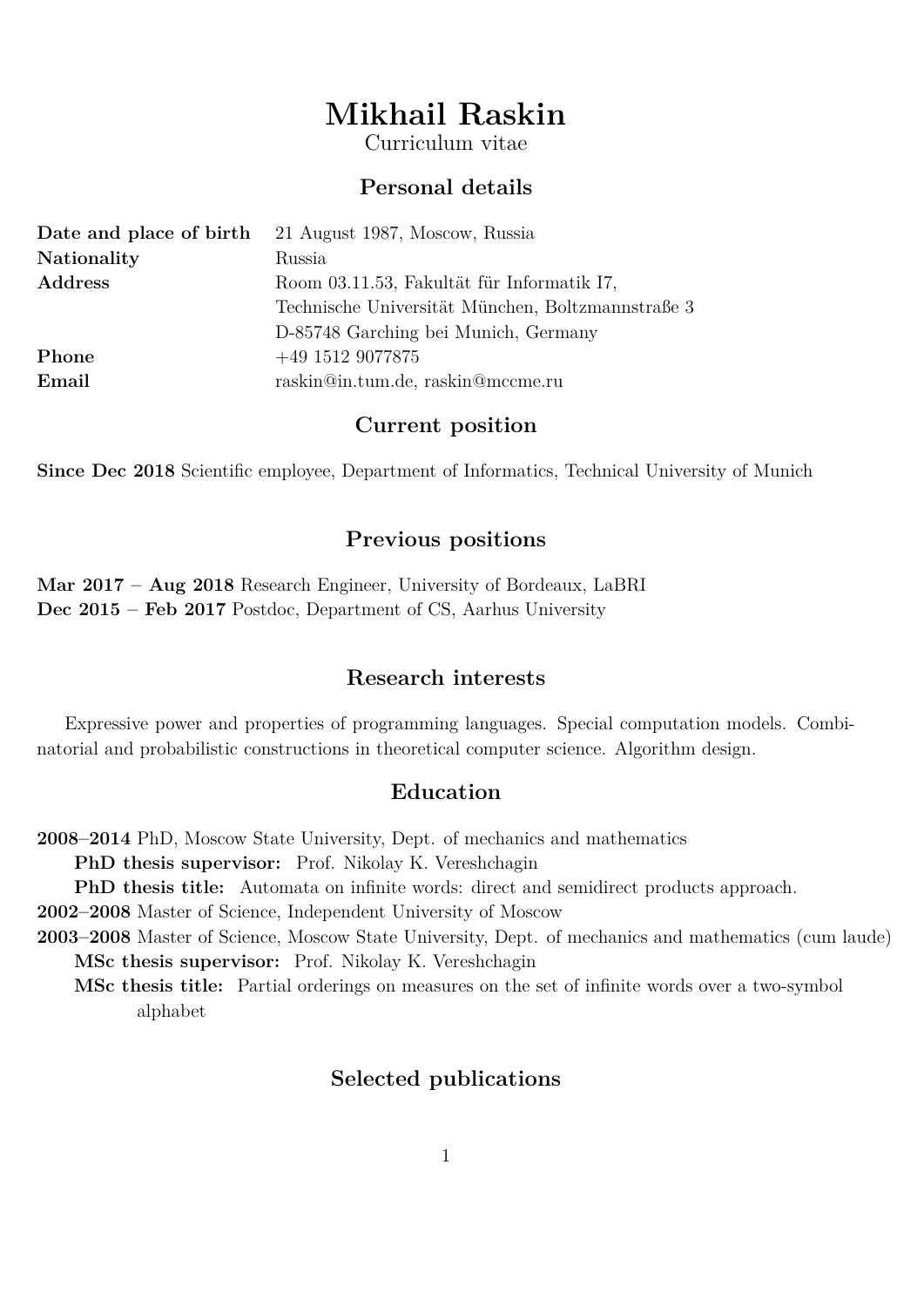# Mikhail Raskin

Curriculum vitae

## Personal details

| | |
|---|---|
| **Date and place of birth** | 21 August 1987, Moscow, Russia |
| **Nationality** | Russia |
| **Address** | Room 03.11.53, Fakultät für Informatik I7, Technische Universität München, Boltzmannstraße 3 D-85748 Garching bei Munich, Germany |
| **Phone** | +49 1512 9077875 |
| **Email** | raskin@in.tum.de, raskin@mccme.ru |

## Current position

**Since Dec 2018** Scientific employee, Department of Informatics, Technical University of Munich

## Previous positions

**Mar 2017 – Aug 2018** Research Engineer, University of Bordeaux, LaBRI
**Dec 2015 – Feb 2017** Postdoc, Department of CS, Aarhus University

## Research interests

Expressive power and properties of programming languages. Special computation models. Combinatorial and probabilistic constructions in theoretical computer science. Algorithm design.

## Education

**2008–2014** PhD, Moscow State University, Dept. of mechanics and mathematics
**PhD thesis supervisor:** Prof. Nikolay K. Vereshchagin
**PhD thesis title:** Automata on infinite words: direct and semidirect products approach.

**2002–2008** Master of Science, Independent University of Moscow

**2003–2008** Master of Science, Moscow State University, Dept. of mechanics and mathematics (cum laude)
**MSc thesis supervisor:** Prof. Nikolay K. Vereshchagin
**MSc thesis title:** Partial orderings on measures on the set of infinite words over a two-symbol alphabet

## Selected publications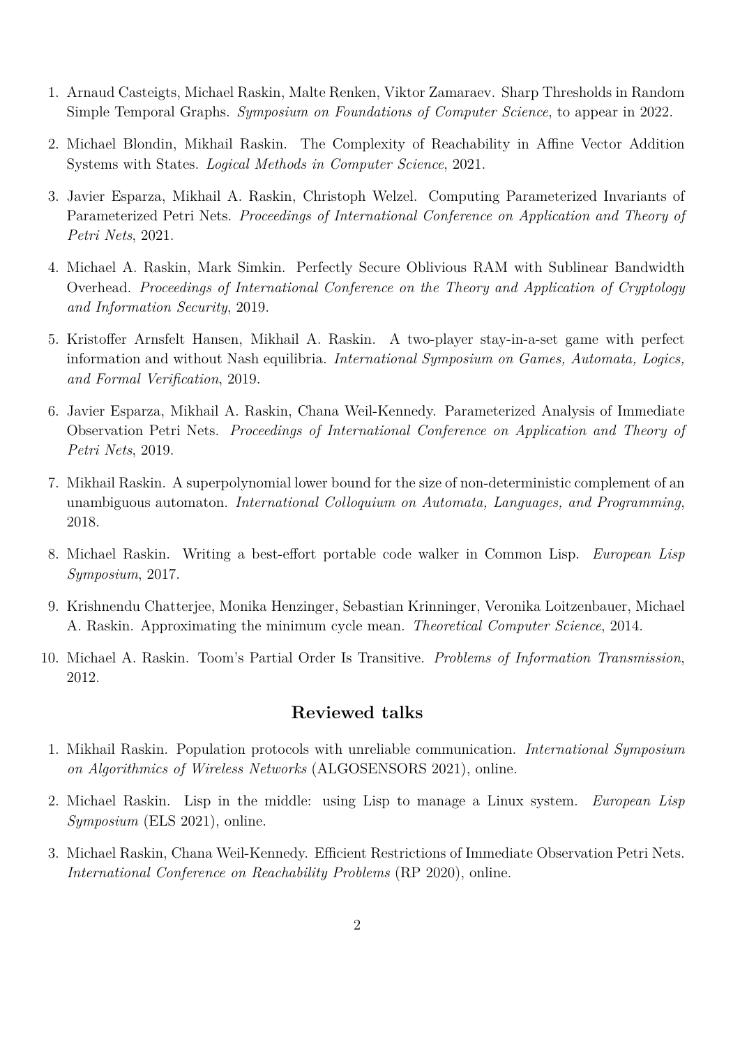1. Arnaud Casteigts, Michael Raskin, Malte Renken, Viktor Zamaraev. Sharp Thresholds in Random Simple Temporal Graphs. *Symposium on Foundations of Computer Science*, to appear in 2022.

2. Michael Blondin, Mikhail Raskin. The Complexity of Reachability in Affine Vector Addition Systems with States. *Logical Methods in Computer Science*, 2021.

3. Javier Esparza, Mikhail A. Raskin, Christoph Welzel. Computing Parameterized Invariants of Parameterized Petri Nets. *Proceedings of International Conference on Application and Theory of Petri Nets*, 2021.

4. Michael A. Raskin, Mark Simkin. Perfectly Secure Oblivious RAM with Sublinear Bandwidth Overhead. *Proceedings of International Conference on the Theory and Application of Cryptology and Information Security*, 2019.

5. Kristoffer Arnsfelt Hansen, Mikhail A. Raskin. A two-player stay-in-a-set game with perfect information and without Nash equilibria. *International Symposium on Games, Automata, Logics, and Formal Verification*, 2019.

6. Javier Esparza, Mikhail A. Raskin, Chana Weil-Kennedy. Parameterized Analysis of Immediate Observation Petri Nets. *Proceedings of International Conference on Application and Theory of Petri Nets*, 2019.

7. Mikhail Raskin. A superpolynomial lower bound for the size of non-deterministic complement of an unambiguous automaton. *International Colloquium on Automata, Languages, and Programming*, 2018.

8. Michael Raskin. Writing a best-effort portable code walker in Common Lisp. *European Lisp Symposium*, 2017.

9. Krishnendu Chatterjee, Monika Henzinger, Sebastian Krinninger, Veronika Loitzenbauer, Michael A. Raskin. Approximating the minimum cycle mean. *Theoretical Computer Science*, 2014.

10. Michael A. Raskin. Toom's Partial Order Is Transitive. *Problems of Information Transmission*, 2012.

## Reviewed talks

1. Mikhail Raskin. Population protocols with unreliable communication. *International Symposium on Algorithmics of Wireless Networks* (ALGOSENSORS 2021), online.

2. Michael Raskin. Lisp in the middle: using Lisp to manage a Linux system. *European Lisp Symposium* (ELS 2021), online.

3. Michael Raskin, Chana Weil-Kennedy. Efficient Restrictions of Immediate Observation Petri Nets. *International Conference on Reachability Problems* (RP 2020), online.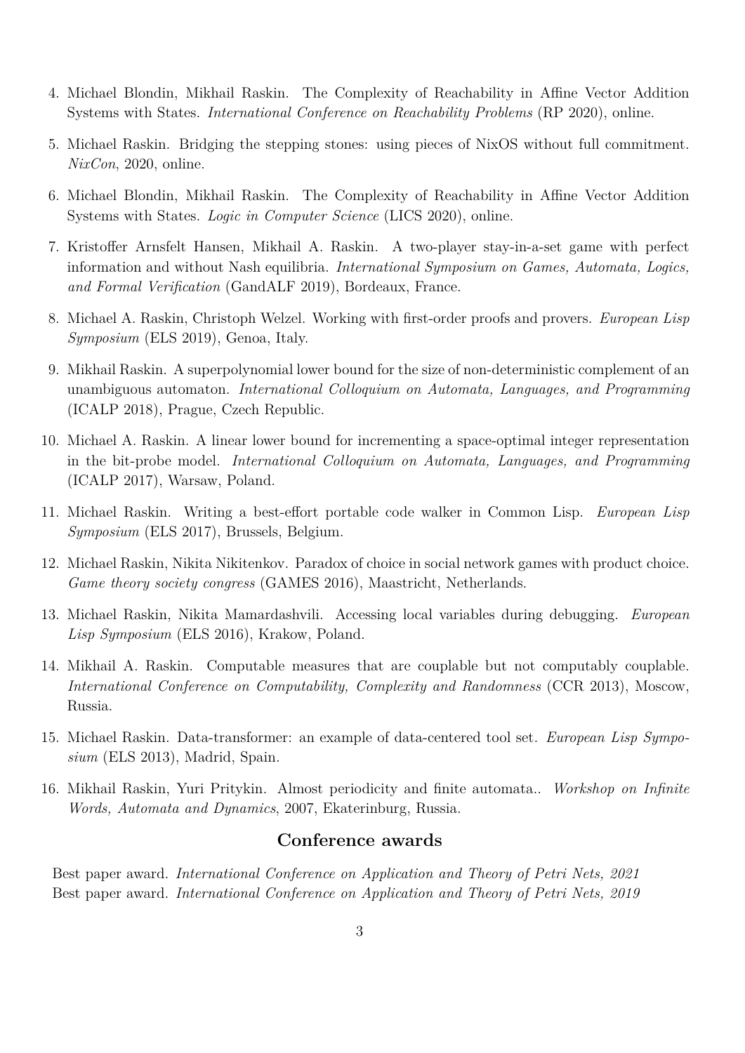4. Michael Blondin, Mikhail Raskin. The Complexity of Reachability in Affine Vector Addition Systems with States. *International Conference on Reachability Problems* (RP 2020), online.

5. Michael Raskin. Bridging the stepping stones: using pieces of NixOS without full commitment. *NixCon*, 2020, online.

6. Michael Blondin, Mikhail Raskin. The Complexity of Reachability in Affine Vector Addition Systems with States. *Logic in Computer Science* (LICS 2020), online.

7. Kristoffer Arnsfelt Hansen, Mikhail A. Raskin. A two-player stay-in-a-set game with perfect information and without Nash equilibria. *International Symposium on Games, Automata, Logics, and Formal Verification* (GandALF 2019), Bordeaux, France.

8. Michael A. Raskin, Christoph Welzel. Working with first-order proofs and provers. *European Lisp Symposium* (ELS 2019), Genoa, Italy.

9. Mikhail Raskin. A superpolynomial lower bound for the size of non-deterministic complement of an unambiguous automaton. *International Colloquium on Automata, Languages, and Programming* (ICALP 2018), Prague, Czech Republic.

10. Michael A. Raskin. A linear lower bound for incrementing a space-optimal integer representation in the bit-probe model. *International Colloquium on Automata, Languages, and Programming* (ICALP 2017), Warsaw, Poland.

11. Michael Raskin. Writing a best-effort portable code walker in Common Lisp. *European Lisp Symposium* (ELS 2017), Brussels, Belgium.

12. Michael Raskin, Nikita Nikitenkov. Paradox of choice in social network games with product choice. *Game theory society congress* (GAMES 2016), Maastricht, Netherlands.

13. Michael Raskin, Nikita Mamardashvili. Accessing local variables during debugging. *European Lisp Symposium* (ELS 2016), Krakow, Poland.

14. Mikhail A. Raskin. Computable measures that are couplable but not computably couplable. *International Conference on Computability, Complexity and Randomness* (CCR 2013), Moscow, Russia.

15. Michael Raskin. Data-transformer: an example of data-centered tool set. *European Lisp Symposium* (ELS 2013), Madrid, Spain.

16. Mikhail Raskin, Yuri Pritykin. Almost periodicity and finite automata.. *Workshop on Infinite Words, Automata and Dynamics*, 2007, Ekaterinburg, Russia.

## Conference awards

Best paper award. *International Conference on Application and Theory of Petri Nets, 2021*
Best paper award. *International Conference on Application and Theory of Petri Nets, 2019*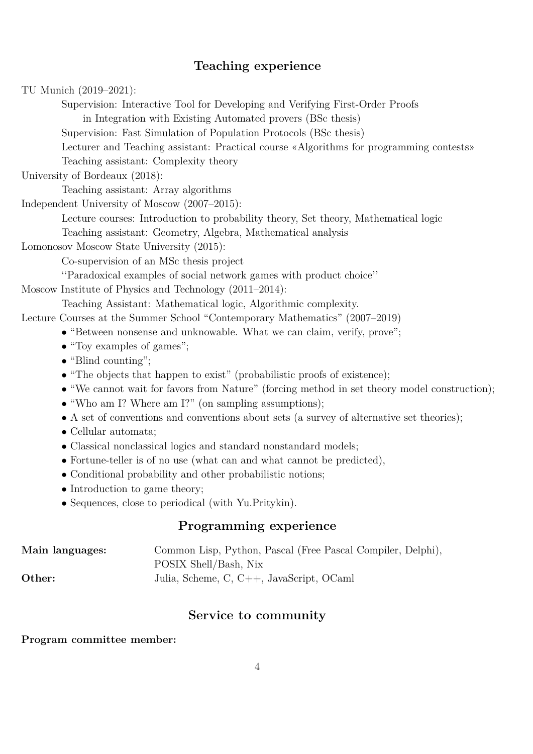## Teaching experience

TU Munich (2019–2021):

- Supervision: Interactive Tool for Developing and Verifying First-Order Proofs in Integration with Existing Automated provers (BSc thesis)
- Supervision: Fast Simulation of Population Protocols (BSc thesis)
- Lecturer and Teaching assistant: Practical course «Algorithms for programming contests»
- Teaching assistant: Complexity theory

University of Bordeaux (2018):

- Teaching assistant: Array algorithms

Independent University of Moscow (2007–2015):

- Lecture courses: Introduction to probability theory, Set theory, Mathematical logic
- Teaching assistant: Geometry, Algebra, Mathematical analysis

Lomonosov Moscow State University (2015):

- Co-supervision of an MSc thesis project ''Paradoxical examples of social network games with product choice''

Moscow Institute of Physics and Technology (2011–2014):

- Teaching Assistant: Mathematical logic, Algorithmic complexity.

Lecture Courses at the Summer School "Contemporary Mathematics" (2007–2019)

- "Between nonsense and unknowable. What we can claim, verify, prove";
- "Toy examples of games";
- "Blind counting";
- "The objects that happen to exist" (probabilistic proofs of existence);
- "We cannot wait for favors from Nature" (forcing method in set theory model construction);
- "Who am I? Where am I?" (on sampling assumptions);
- A set of conventions and conventions about sets (a survey of alternative set theories);
- Cellular automata;
- Classical nonclassical logics and standard nonstandard models;
- Fortune-teller is of no use (what can and what cannot be predicted),
- Conditional probability and other probabilistic notions;
- Introduction to game theory;
- Sequences, close to periodical (with Yu.Pritykin).

## Programming experience

| | |
|---|---|
| **Main languages:** | Common Lisp, Python, Pascal (Free Pascal Compiler, Delphi), POSIX Shell/Bash, Nix |
| **Other:** | Julia, Scheme, C, C++, JavaScript, OCaml |

## Service to community

**Program committee member:**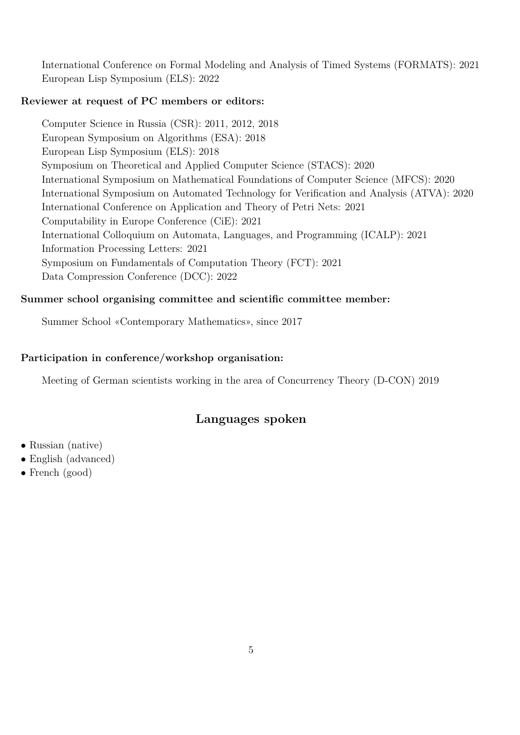International Conference on Formal Modeling and Analysis of Timed Systems (FORMATS): 2021
European Lisp Symposium (ELS): 2022

**Reviewer at request of PC members or editors:**

Computer Science in Russia (CSR): 2011, 2012, 2018
European Symposium on Algorithms (ESA): 2018
European Lisp Symposium (ELS): 2018
Symposium on Theoretical and Applied Computer Science (STACS): 2020
International Symposium on Mathematical Foundations of Computer Science (MFCS): 2020
International Symposium on Automated Technology for Verification and Analysis (ATVA): 2020
International Conference on Application and Theory of Petri Nets: 2021
Computability in Europe Conference (CiE): 2021
International Colloquium on Automata, Languages, and Programming (ICALP): 2021
Information Processing Letters: 2021
Symposium on Fundamentals of Computation Theory (FCT): 2021
Data Compression Conference (DCC): 2022

**Summer school organising committee and scientific committee member:**

Summer School «Contemporary Mathematics», since 2017

**Participation in conference/workshop organisation:**

Meeting of German scientists working in the area of Concurrency Theory (D-CON) 2019

## Languages spoken

- Russian (native)
- English (advanced)
- French (good)